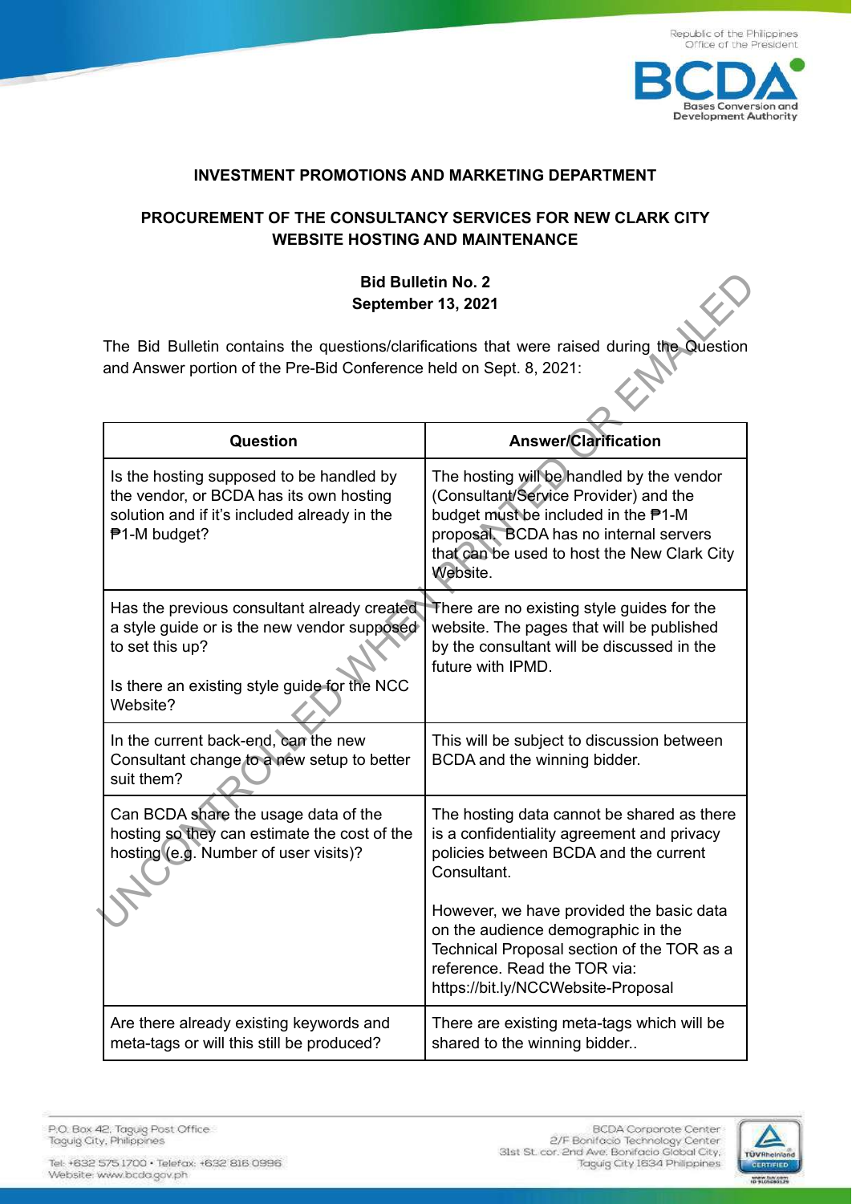Republic of the Philippines
Office of the President

**BCDA**
Bases Conversion and Development Authority

**INVESTMENT PROMOTIONS AND MARKETING DEPARTMENT**

**PROCUREMENT OF THE CONSULTANCY SERVICES FOR NEW CLARK CITY WEBSITE HOSTING AND MAINTENANCE**

**Bid Bulletin No. 2**
**September 13, 2021**

The Bid Bulletin contains the questions/clarifications that were raised during the Question and Answer portion of the Pre-Bid Conference held on Sept. 8, 2021:

| Question | Answer/Clarification |
|---|---|
| Is the hosting supposed to be handled by the vendor, or BCDA has its own hosting solution and if it's included already in the ₱1-M budget? | The hosting will be handled by the vendor (Consultant/Service Provider) and the budget must be included in the ₱1-M proposal. BCDA has no internal servers that can be used to host the New Clark City Website. |
| Has the previous consultant already created a style guide or is the new vendor supposed to set this up?<br><br>Is there an existing style guide for the NCC Website? | There are no existing style guides for the website. The pages that will be published by the consultant will be discussed in the future with IPMD. |
| In the current back-end, can the new Consultant change to a new setup to better suit them? | This will be subject to discussion between BCDA and the winning bidder. |
| Can BCDA share the usage data of the hosting so they can estimate the cost of the hosting (e.g. Number of user visits)? | The hosting data cannot be shared as there is a confidentiality agreement and privacy policies between BCDA and the current Consultant.<br><br>However, we have provided the basic data on the audience demographic in the Technical Proposal section of the TOR as a reference. Read the TOR via: https://bit.ly/NCCWebsite-Proposal |
| Are there already existing keywords and meta-tags or will this still be produced? | There are existing meta-tags which will be shared to the winning bidder.. |

P.O. Box 42, Taguig Post Office
Taguig City, Philippines

Tel: +632 575 1700 • Telefax: +632 816 0996
Website: www.bcda.gov.ph

BCDA Corporate Center
2/F Bonifacio Technology Center
31st St. cor. 2nd Ave. Bonifacio Global City,
Taguig City 1634 Philippines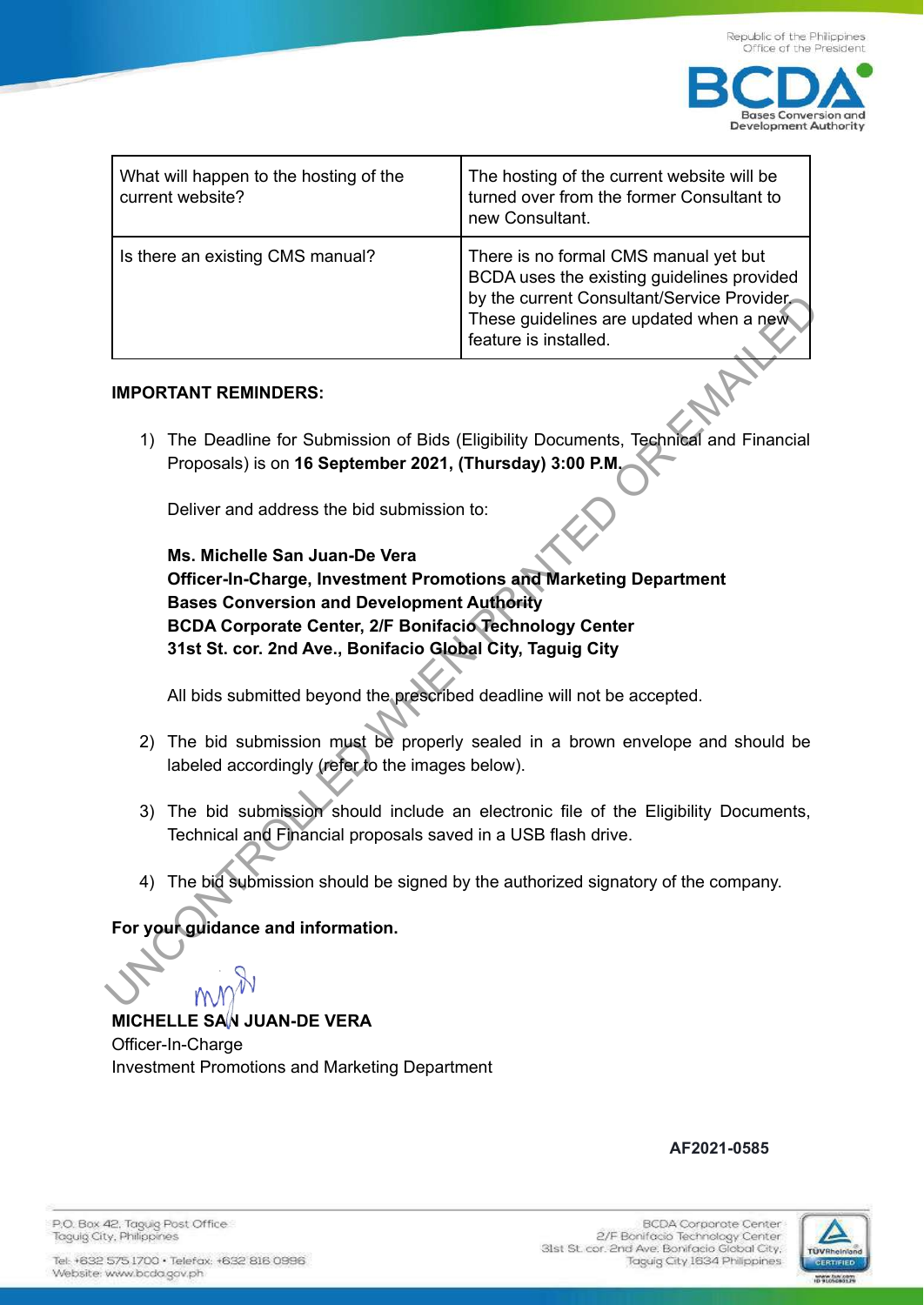| What will happen to the hosting of the current website? | The hosting of the current website will be turned over from the former Consultant to new Consultant. |
|---|---|
| Is there an existing CMS manual? | There is no formal CMS manual yet but BCDA uses the existing guidelines provided by the current Consultant/Service Provider. These guidelines are updated when a new feature is installed. |

**IMPORTANT REMINDERS:**

1) The Deadline for Submission of Bids (Eligibility Documents, Technical and Financial Proposals) is on **16 September 2021, (Thursday) 3:00 P.M.**

   Deliver and address the bid submission to:

   **Ms. Michelle San Juan-De Vera**
   **Officer-In-Charge, Investment Promotions and Marketing Department**
   **Bases Conversion and Development Authority**
   **BCDA Corporate Center, 2/F Bonifacio Technology Center**
   **31st St. cor. 2nd Ave., Bonifacio Global City, Taguig City**

   All bids submitted beyond the prescribed deadline will not be accepted.

2) The bid submission must be properly sealed in a brown envelope and should be labeled accordingly (refer to the images below).

3) The bid submission should include an electronic file of the Eligibility Documents, Technical and Financial proposals saved in a USB flash drive.

4) The bid submission should be signed by the authorized signatory of the company.

**For your guidance and information.**

**MICHELLE SAN JUAN-DE VERA**
Officer-In-Charge
Investment Promotions and Marketing Department

**AF2021-0585**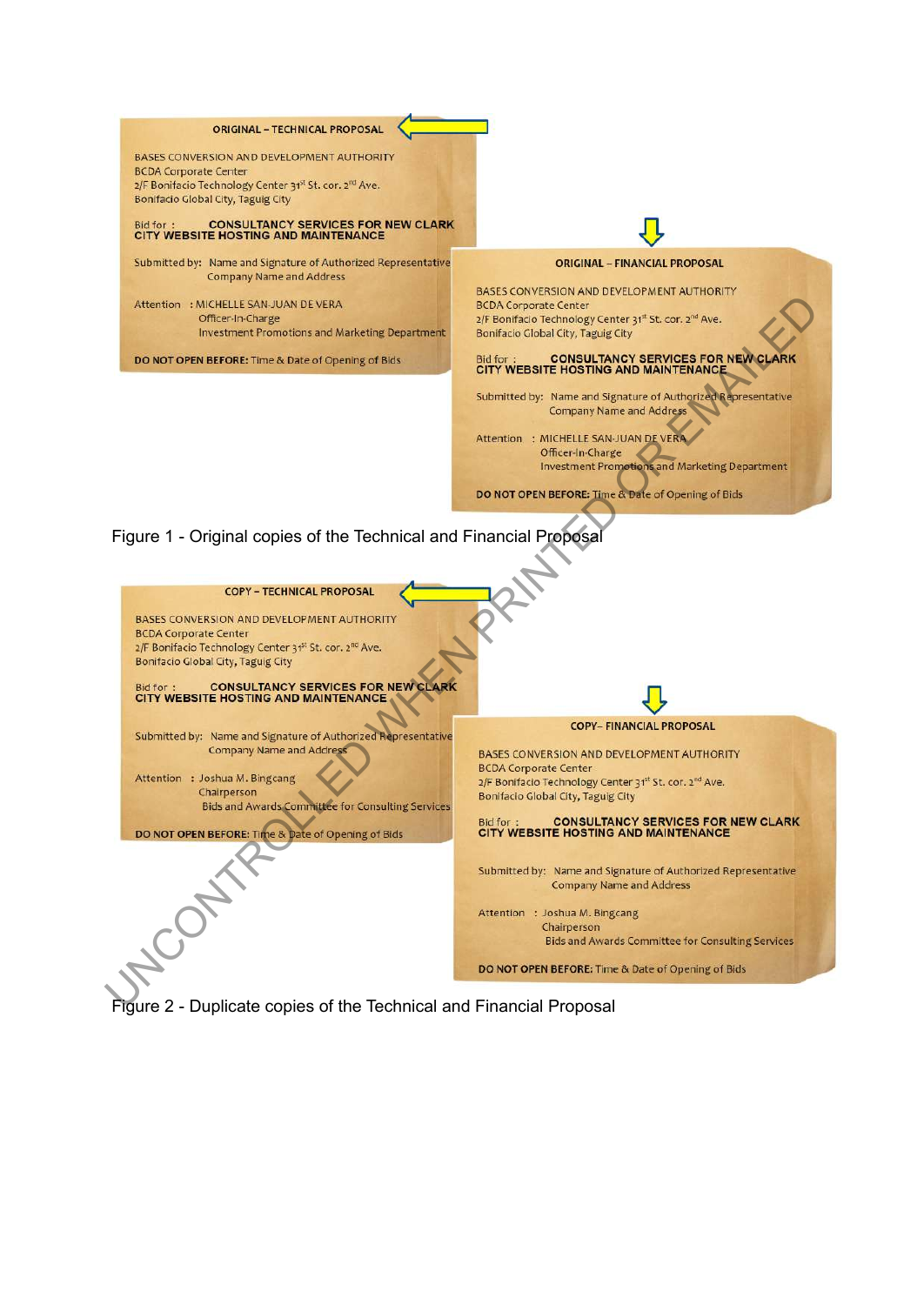**ORIGINAL – TECHNICAL PROPOSAL**

BASES CONVERSION AND DEVELOPMENT AUTHORITY
BCDA Corporate Center
2/F Bonifacio Technology Center 31st St. cor. 2nd Ave.
Bonifacio Global City, Taguig City

Bid for : **CONSULTANCY SERVICES FOR NEW CLARK CITY WEBSITE HOSTING AND MAINTENANCE**

Submitted by: Name and Signature of Authorized Representative
Company Name and Address

Attention : MICHELLE SAN-JUAN DE VERA
Officer-In-Charge
Investment Promotions and Marketing Department

**DO NOT OPEN BEFORE:** Time & Date of Opening of Bids

**ORIGINAL – FINANCIAL PROPOSAL**

BASES CONVERSION AND DEVELOPMENT AUTHORITY
BCDA Corporate Center
2/F Bonifacio Technology Center 31st St. cor. 2nd Ave.
Bonifacio Global City, Taguig City

Bid for : **CONSULTANCY SERVICES FOR NEW CLARK CITY WEBSITE HOSTING AND MAINTENANCE**

Submitted by: Name and Signature of Authorized Representative
Company Name and Address

Attention : MICHELLE SAN-JUAN DE VERA
Officer-In-Charge
Investment Promotions and Marketing Department

**DO NOT OPEN BEFORE:** Time & Date of Opening of Bids

Figure 1 - Original copies of the Technical and Financial Proposal

**COPY – TECHNICAL PROPOSAL**

BASES CONVERSION AND DEVELOPMENT AUTHORITY
BCDA Corporate Center
2/F Bonifacio Technology Center 31st St. cor. 2nd Ave.
Bonifacio Global City, Taguig City

Bid for : **CONSULTANCY SERVICES FOR NEW CLARK CITY WEBSITE HOSTING AND MAINTENANCE**

Submitted by: Name and Signature of Authorized Representative
Company Name and Address

Attention : Joshua M. Bingcang
Chairperson
Bids and Awards Committee for Consulting Services

**DO NOT OPEN BEFORE:** Time & Date of Opening of Bids

**COPY– FINANCIAL PROPOSAL**

BASES CONVERSION AND DEVELOPMENT AUTHORITY
BCDA Corporate Center
2/F Bonifacio Technology Center 31st St. cor. 2nd Ave.
Bonifacio Global City, Taguig City

Bid for : **CONSULTANCY SERVICES FOR NEW CLARK CITY WEBSITE HOSTING AND MAINTENANCE**

Submitted by: Name and Signature of Authorized Representative
Company Name and Address

Attention : Joshua M. Bingcang
Chairperson
Bids and Awards Committee for Consulting Services

**DO NOT OPEN BEFORE:** Time & Date of Opening of Bids

Figure 2 - Duplicate copies of the Technical and Financial Proposal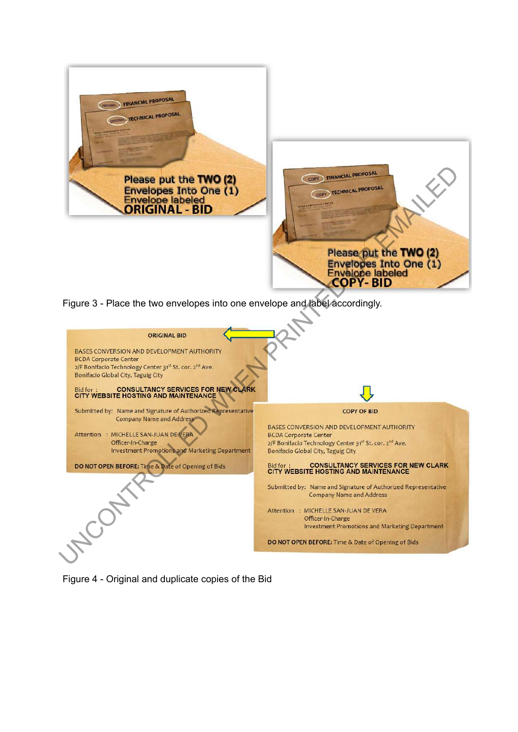Please put the TWO (2) Envelopes Into One (1) Envelope labeled **ORIGINAL - BID**

Please put the TWO (2) Envelopes Into One (1) Envelope labeled **COPY- BID**

Figure 3 - Place the two envelopes into one envelope and label accordingly.

**ORIGINAL BID**

BASES CONVERSION AND DEVELOPMENT AUTHORITY
BCDA Corporate Center
2/F Bonifacio Technology Center 31st St. cor. 2nd Ave.
Bonifacio Global City, Taguig City

Bid for : **CONSULTANCY SERVICES FOR NEW CLARK CITY WEBSITE HOSTING AND MAINTENANCE**

Submitted by: Name and Signature of Authorized Representative
Company Name and Address

Attention : MICHELLE SAN-JUAN DE VERA
Officer-In-Charge
Investment Promotions and Marketing Department

**DO NOT OPEN BEFORE:** Time & Date of Opening of Bids

**COPY OF BID**

BASES CONVERSION AND DEVELOPMENT AUTHORITY
BCDA Corporate Center
2/F Bonifacio Technology Center 31st St. cor. 2nd Ave.
Bonifacio Global City, Taguig City

Bid for : **CONSULTANCY SERVICES FOR NEW CLARK CITY WEBSITE HOSTING AND MAINTENANCE**

Submitted by: Name and Signature of Authorized Representative
Company Name and Address

Attention : MICHELLE SAN-JUAN DE VERA
Officer-In-Charge
Investment Promotions and Marketing Department

**DO NOT OPEN BEFORE:** Time & Date of Opening of Bids

Figure 4 - Original and duplicate copies of the Bid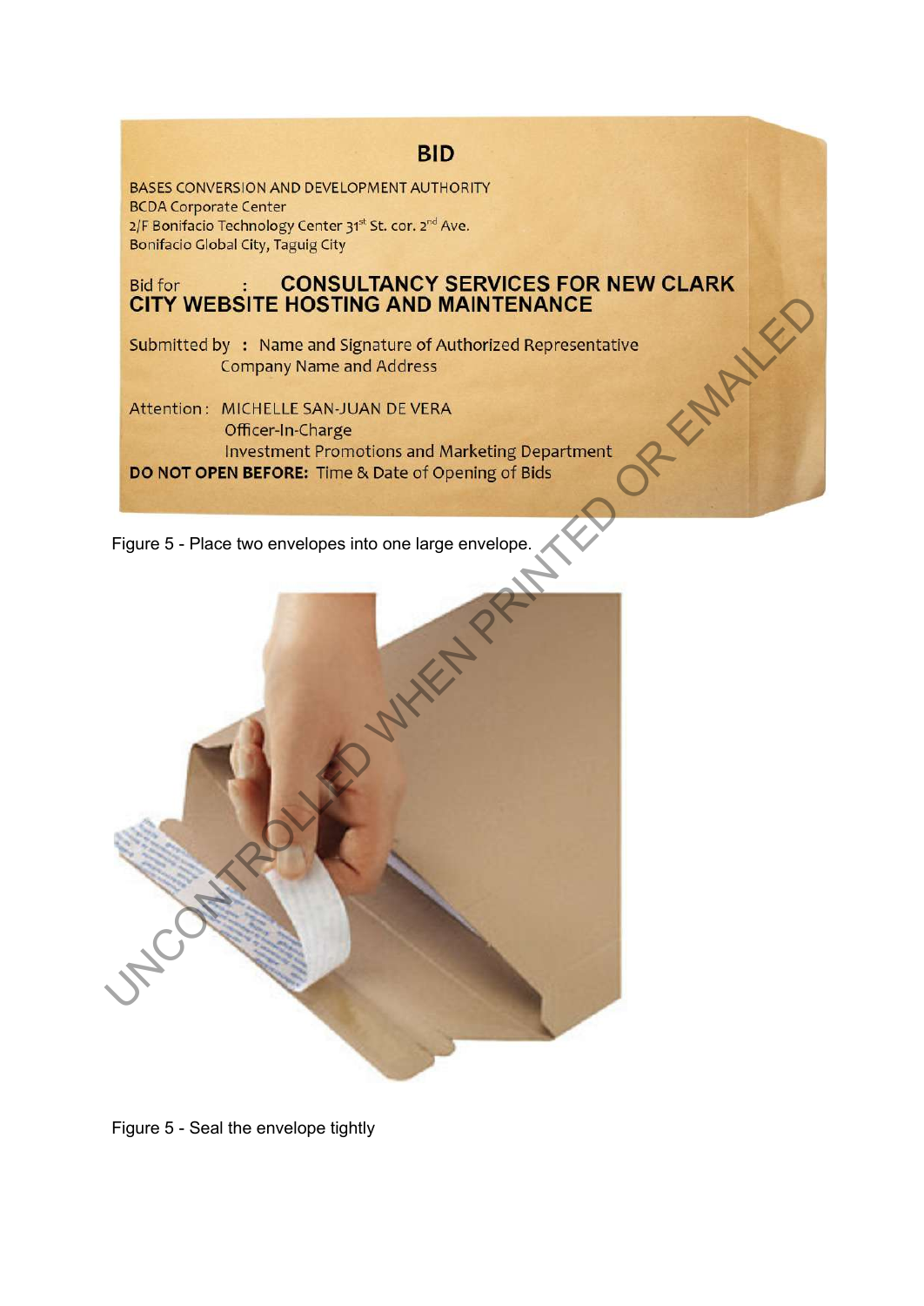**BID**

BASES CONVERSION AND DEVELOPMENT AUTHORITY
BCDA Corporate Center
2/F Bonifacio Technology Center 31st St. cor. 2nd Ave.
Bonifacio Global City, Taguig City

Bid for : **CONSULTANCY SERVICES FOR NEW CLARK CITY WEBSITE HOSTING AND MAINTENANCE**

Submitted by : Name and Signature of Authorized Representative
Company Name and Address

Attention : MICHELLE SAN-JUAN DE VERA
Officer-In-Charge
Investment Promotions and Marketing Department

**DO NOT OPEN BEFORE:** Time & Date of Opening of Bids

Figure 5 - Place two envelopes into one large envelope.

Figure 5 - Seal the envelope tightly